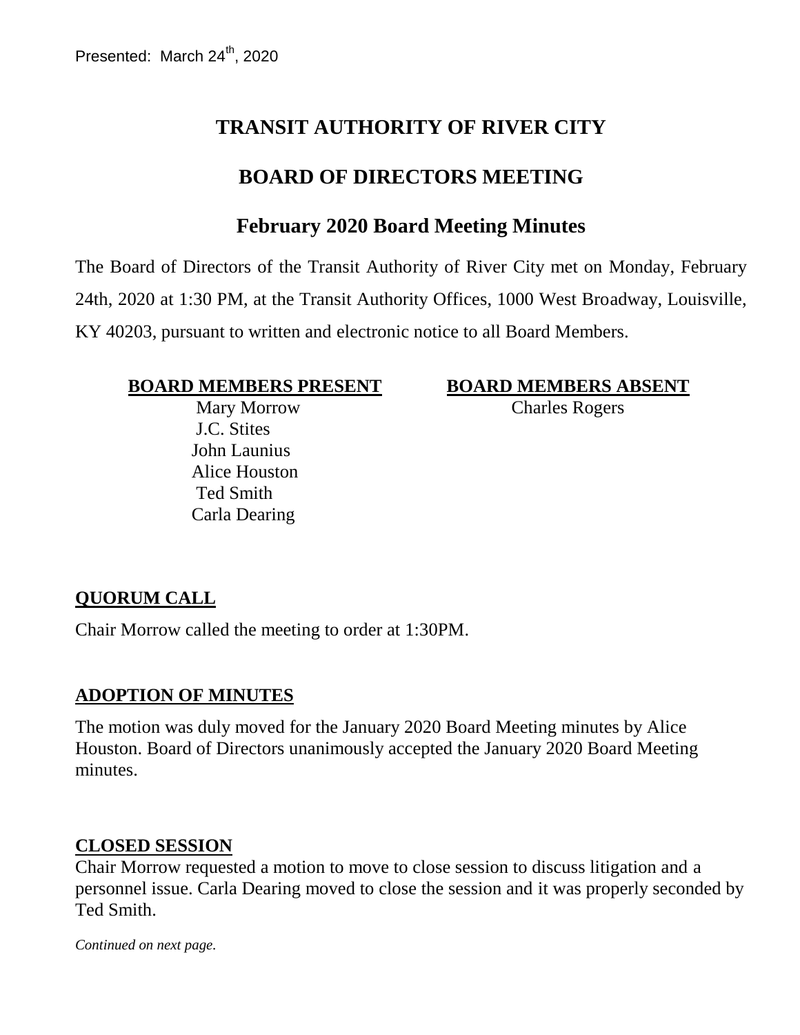Presented: March 24th, 2020

# TRANSIT AUTHORITY OF RIVER CITY

## BOARD OF DIRECTORS MEETING

## February 2020 Board Meeting Minutes

The Board of Directors of the Transit Authority of River City met on Monday, February 24th, 2020 at 1:30 PM, at the Transit Authority Offices, 1000 West Broadway, Louisville, KY 40203, pursuant to written and electronic notice to all Board Members.

| **BOARD MEMBERS PRESENT** | **BOARD MEMBERS ABSENT** |
|---|---|
| Mary Morrow | Charles Rogers |
| J.C. Stites | |
| John Launius | |
| Alice Houston | |
| Ted Smith | |
| Carla Dearing | |

**QUORUM CALL**

Chair Morrow called the meeting to order at 1:30PM.

**ADOPTION OF MINUTES**

The motion was duly moved for the January 2020 Board Meeting minutes by Alice Houston. Board of Directors unanimously accepted the January 2020 Board Meeting minutes.

**CLOSED SESSION**

Chair Morrow requested a motion to move to close session to discuss litigation and a personnel issue. Carla Dearing moved to close the session and it was properly seconded by Ted Smith.

*Continued on next page.*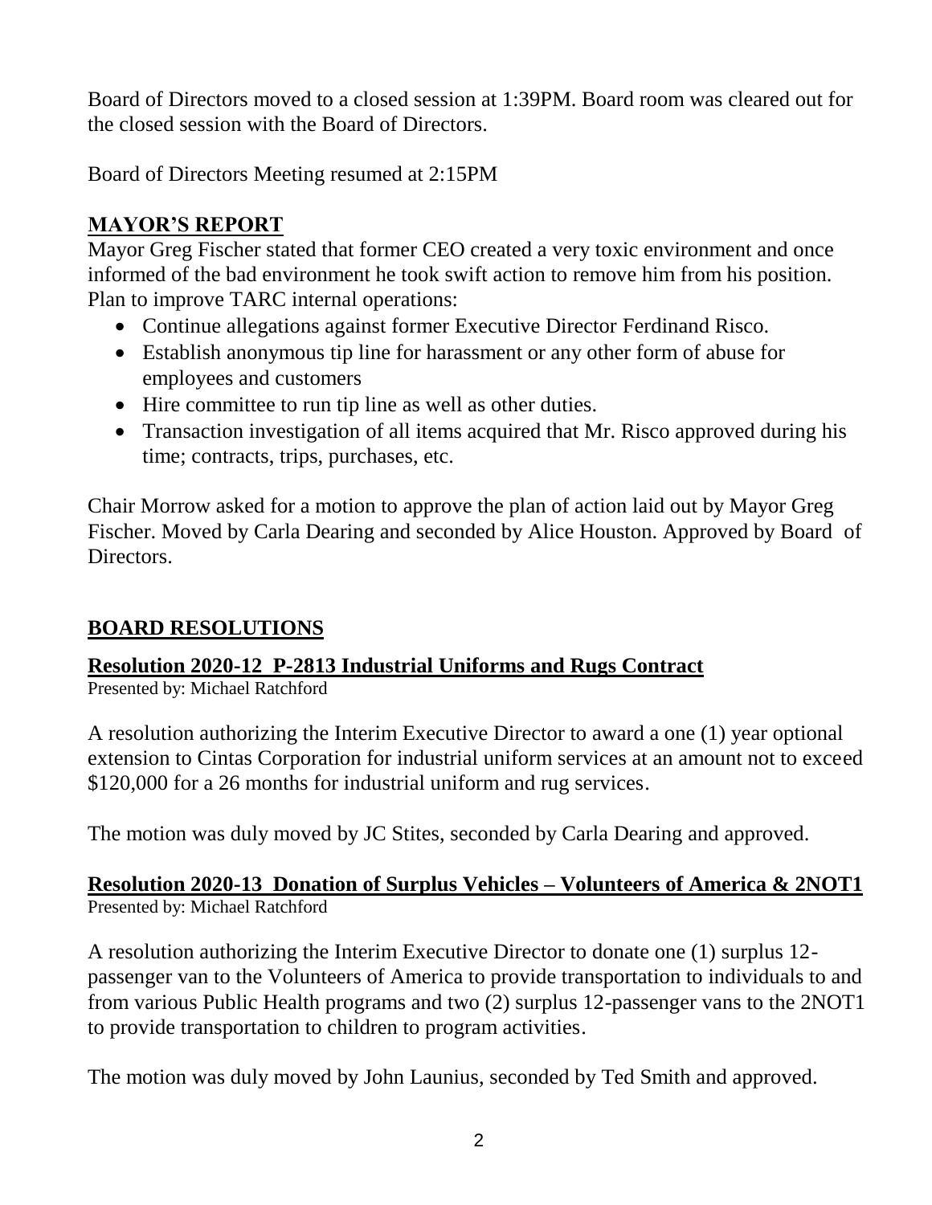Board of Directors moved to a closed session at 1:39PM. Board room was cleared out for the closed session with the Board of Directors.

Board of Directors Meeting resumed at 2:15PM

## MAYOR'S REPORT

Mayor Greg Fischer stated that former CEO created a very toxic environment and once informed of the bad environment he took swift action to remove him from his position. Plan to improve TARC internal operations:

- Continue allegations against former Executive Director Ferdinand Risco.
- Establish anonymous tip line for harassment or any other form of abuse for employees and customers
- Hire committee to run tip line as well as other duties.
- Transaction investigation of all items acquired that Mr. Risco approved during his time; contracts, trips, purchases, etc.

Chair Morrow asked for a motion to approve the plan of action laid out by Mayor Greg Fischer. Moved by Carla Dearing and seconded by Alice Houston. Approved by Board of Directors.

## BOARD RESOLUTIONS

### Resolution 2020-12 P-2813 Industrial Uniforms and Rugs Contract

Presented by: Michael Ratchford

A resolution authorizing the Interim Executive Director to award a one (1) year optional extension to Cintas Corporation for industrial uniform services at an amount not to exceed \$120,000 for a 26 months for industrial uniform and rug services.

The motion was duly moved by JC Stites, seconded by Carla Dearing and approved.

### Resolution 2020-13 Donation of Surplus Vehicles – Volunteers of America & 2NOT1

Presented by: Michael Ratchford

A resolution authorizing the Interim Executive Director to donate one (1) surplus 12-passenger van to the Volunteers of America to provide transportation to individuals to and from various Public Health programs and two (2) surplus 12-passenger vans to the 2NOT1 to provide transportation to children to program activities.

The motion was duly moved by John Launius, seconded by Ted Smith and approved.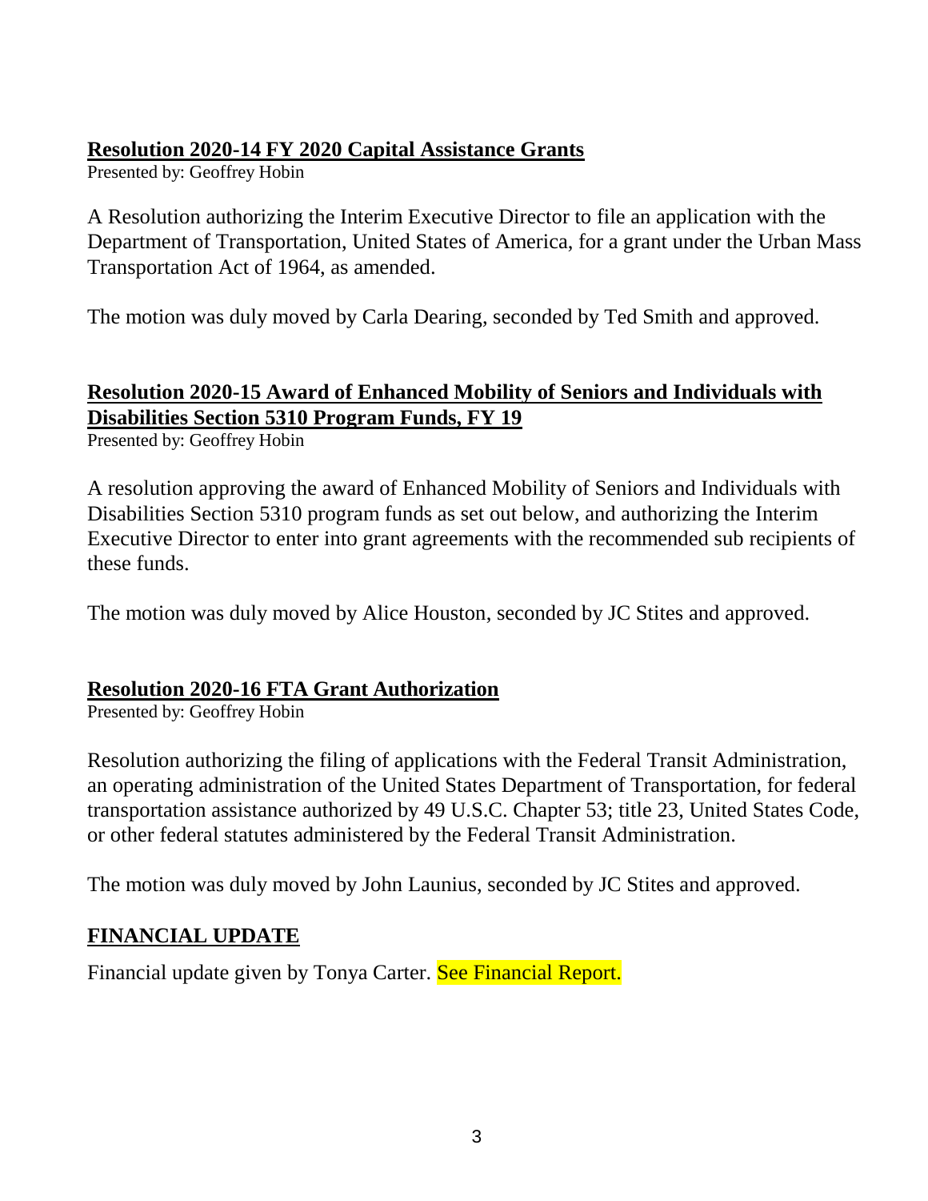## Resolution 2020-14 FY 2020 Capital Assistance Grants

Presented by: Geoffrey Hobin

A Resolution authorizing the Interim Executive Director to file an application with the Department of Transportation, United States of America, for a grant under the Urban Mass Transportation Act of 1964, as amended.

The motion was duly moved by Carla Dearing, seconded by Ted Smith and approved.

## Resolution 2020-15 Award of Enhanced Mobility of Seniors and Individuals with Disabilities Section 5310 Program Funds, FY 19

Presented by: Geoffrey Hobin

A resolution approving the award of Enhanced Mobility of Seniors and Individuals with Disabilities Section 5310 program funds as set out below, and authorizing the Interim Executive Director to enter into grant agreements with the recommended sub recipients of these funds.

The motion was duly moved by Alice Houston, seconded by JC Stites and approved.

## Resolution 2020-16 FTA Grant Authorization

Presented by: Geoffrey Hobin

Resolution authorizing the filing of applications with the Federal Transit Administration, an operating administration of the United States Department of Transportation, for federal transportation assistance authorized by 49 U.S.C. Chapter 53; title 23, United States Code, or other federal statutes administered by the Federal Transit Administration.

The motion was duly moved by John Launius, seconded by JC Stites and approved.

## FINANCIAL UPDATE

Financial update given by Tonya Carter. See Financial Report.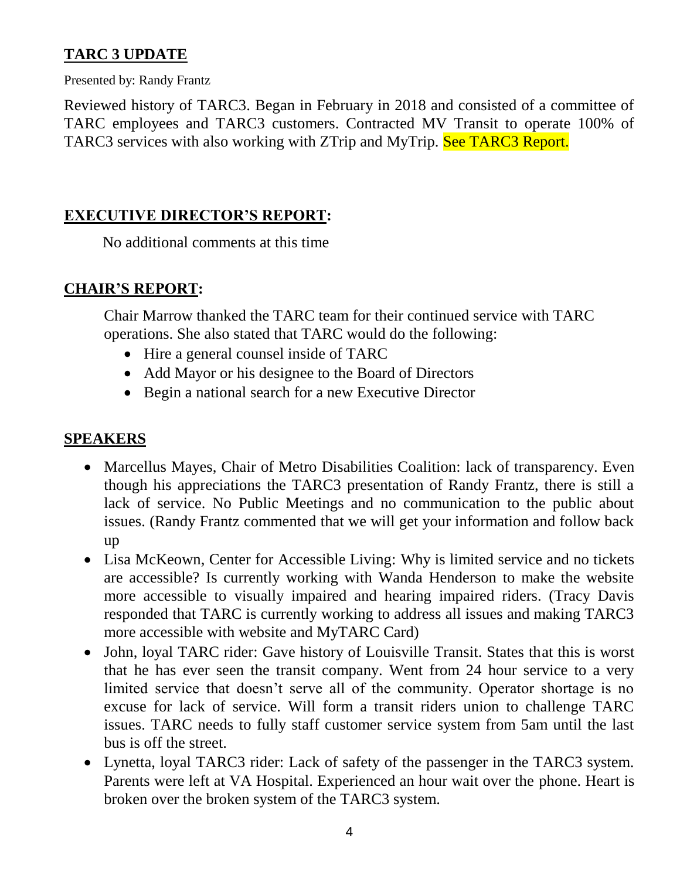## **TARC 3 UPDATE**

Presented by: Randy Frantz

Reviewed history of TARC3. Began in February in 2018 and consisted of a committee of TARC employees and TARC3 customers. Contracted MV Transit to operate 100% of TARC3 services with also working with ZTrip and MyTrip. See TARC3 Report.

## **EXECUTIVE DIRECTOR'S REPORT:**

No additional comments at this time

## **CHAIR'S REPORT:**

Chair Marrow thanked the TARC team for their continued service with TARC operations. She also stated that TARC would do the following:

- Hire a general counsel inside of TARC
- Add Mayor or his designee to the Board of Directors
- Begin a national search for a new Executive Director

## **SPEAKERS**

- Marcellus Mayes, Chair of Metro Disabilities Coalition: lack of transparency. Even though his appreciations the TARC3 presentation of Randy Frantz, there is still a lack of service. No Public Meetings and no communication to the public about issues. (Randy Frantz commented that we will get your information and follow back up
- Lisa McKeown, Center for Accessible Living: Why is limited service and no tickets are accessible? Is currently working with Wanda Henderson to make the website more accessible to visually impaired and hearing impaired riders. (Tracy Davis responded that TARC is currently working to address all issues and making TARC3 more accessible with website and MyTARC Card)
- John, loyal TARC rider: Gave history of Louisville Transit. States that this is worst that he has ever seen the transit company. Went from 24 hour service to a very limited service that doesn't serve all of the community. Operator shortage is no excuse for lack of service. Will form a transit riders union to challenge TARC issues. TARC needs to fully staff customer service system from 5am until the last bus is off the street.
- Lynetta, loyal TARC3 rider: Lack of safety of the passenger in the TARC3 system. Parents were left at VA Hospital. Experienced an hour wait over the phone. Heart is broken over the broken system of the TARC3 system.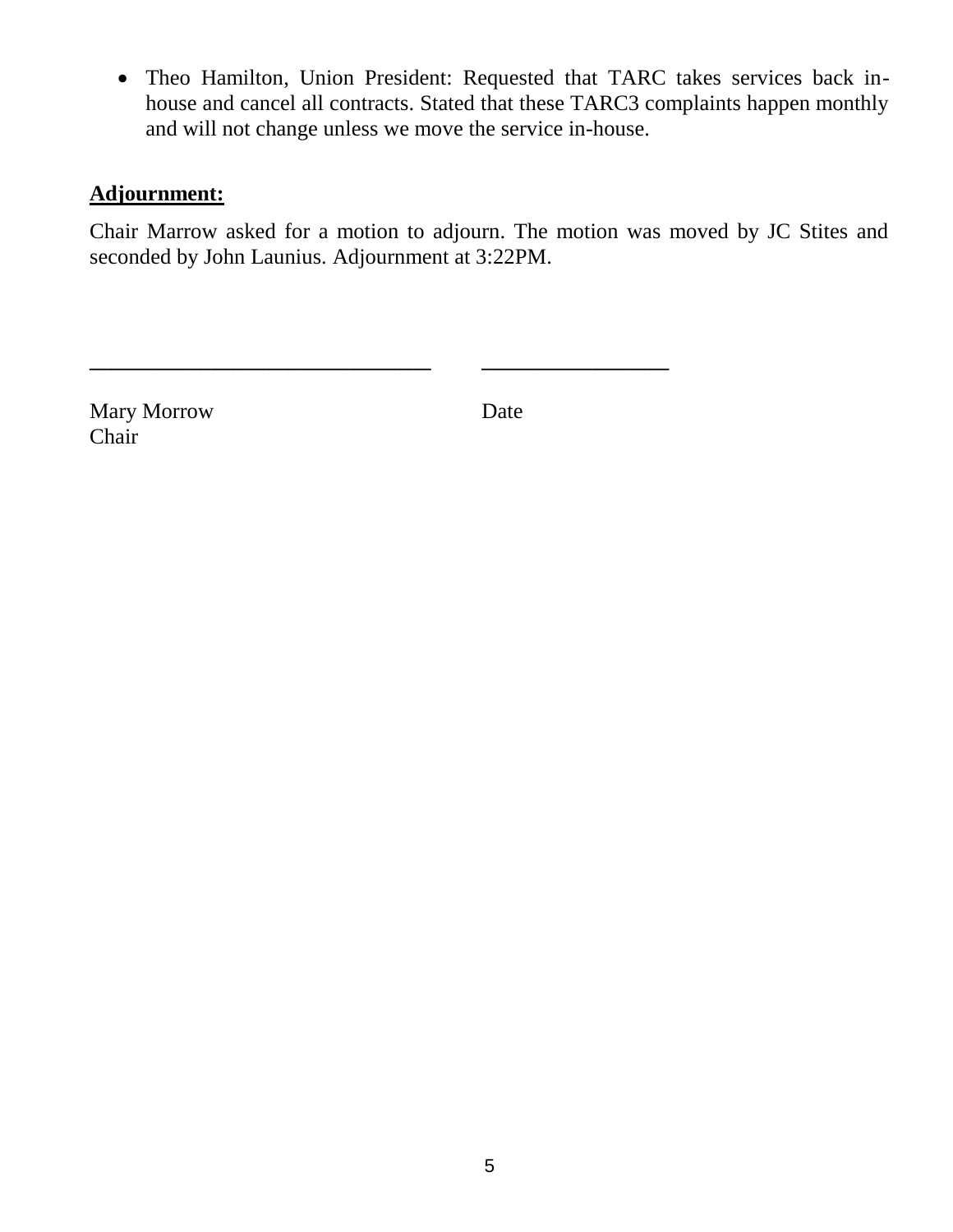- Theo Hamilton, Union President: Requested that TARC takes services back in-house and cancel all contracts. Stated that these TARC3 complaints happen monthly and will not change unless we move the service in-house.

**Adjournment:**

Chair Marrow asked for a motion to adjourn. The motion was moved by JC Stites and seconded by John Launius. Adjournment at 3:22PM.

_______________________________ _________________

Mary Morrow Date
Chair